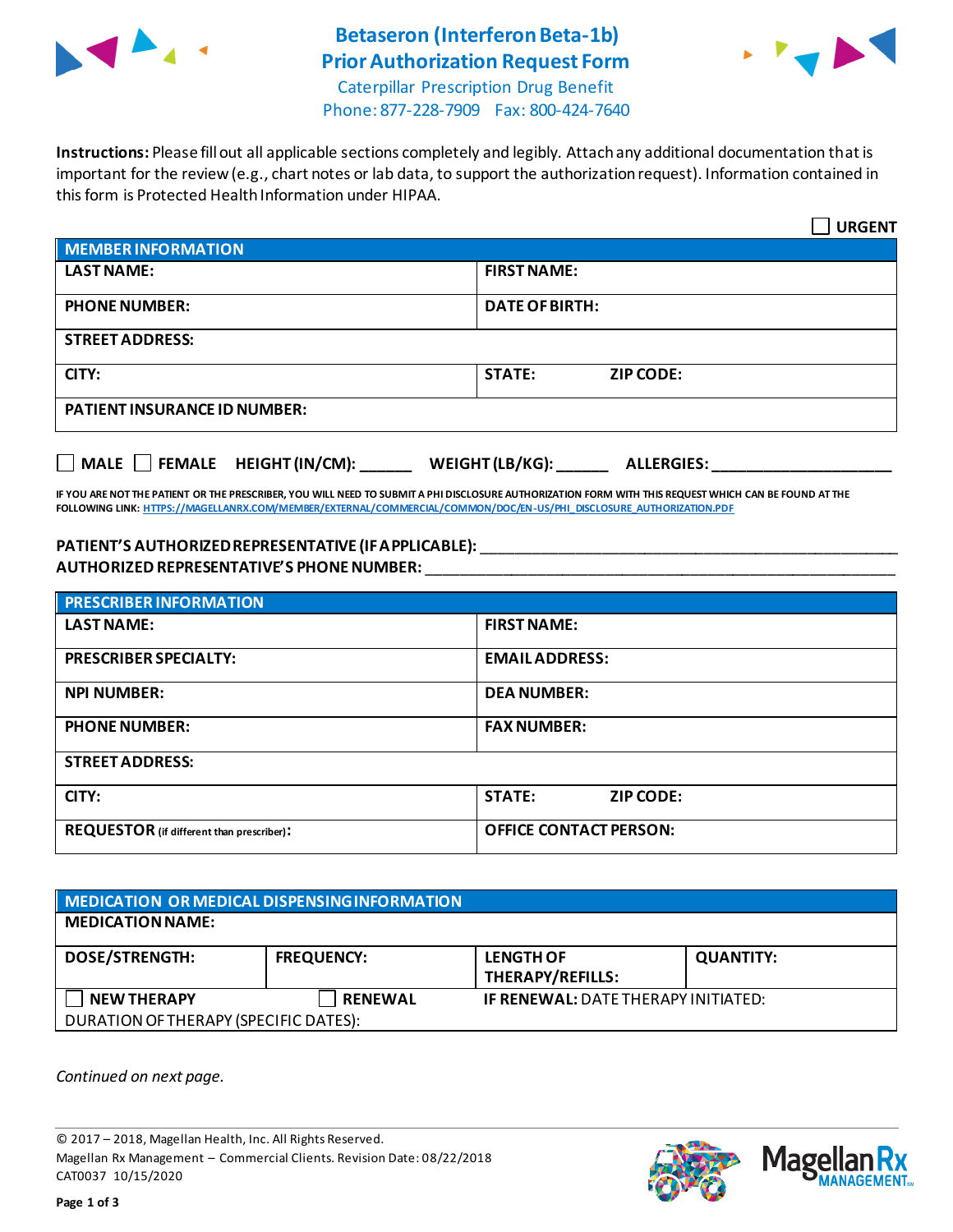# Betaseron (Interferon Beta-1b) Prior Authorization Request Form

Caterpillar Prescription Drug Benefit
Phone: 877-228-7909 Fax: 800-424-7640

**Instructions:** Please fill out all applicable sections completely and legibly. Attach any additional documentation that is important for the review (e.g., chart notes or lab data, to support the authorization request). Information contained in this form is Protected Health Information under HIPAA.

☐ **URGENT**

| MEMBER INFORMATION | |
|---|---|
| **LAST NAME:** | **FIRST NAME:** |
| **PHONE NUMBER:** | **DATE OF BIRTH:** |
| **STREET ADDRESS:** | |
| **CITY:** | **STATE:** **ZIP CODE:** |
| **PATIENT INSURANCE ID NUMBER:** | |

☐ **MALE** ☐ **FEMALE** **HEIGHT (IN/CM):** ______ **WEIGHT (LB/KG):** ______ **ALLERGIES:** ____________________

**IF YOU ARE NOT THE PATIENT OR THE PRESCRIBER, YOU WILL NEED TO SUBMIT A PHI DISCLOSURE AUTHORIZATION FORM WITH THIS REQUEST WHICH CAN BE FOUND AT THE FOLLOWING LINK: HTTPS://MAGELLANRX.COM/MEMBER/EXTERNAL/COMMERCIAL/COMMON/DOC/EN-US/PHI_DISCLOSURE_AUTHORIZATION.PDF**

**PATIENT'S AUTHORIZED REPRESENTATIVE (IF APPLICABLE):** ____________________________________________

**AUTHORIZED REPRESENTATIVE'S PHONE NUMBER:** ____________________________________________

| PRESCRIBER INFORMATION | |
|---|---|
| **LAST NAME:** | **FIRST NAME:** |
| **PRESCRIBER SPECIALTY:** | **EMAIL ADDRESS:** |
| **NPI NUMBER:** | **DEA NUMBER:** |
| **PHONE NUMBER:** | **FAX NUMBER:** |
| **STREET ADDRESS:** | |
| **CITY:** | **STATE:** **ZIP CODE:** |
| **REQUESTOR** (if different than prescriber)**:** | **OFFICE CONTACT PERSON:** |

| MEDICATION OR MEDICAL DISPENSING INFORMATION | | | |
|---|---|---|---|
| **MEDICATION NAME:** | | | |
| **DOSE/STRENGTH:** | **FREQUENCY:** | **LENGTH OF THERAPY/REFILLS:** | **QUANTITY:** |
| ☐ **NEW THERAPY** | ☐ **RENEWAL** | **IF RENEWAL:** DATE THERAPY INITIATED: | |
| DURATION OF THERAPY (SPECIFIC DATES): | | | |

*Continued on next page.*

© 2017 – 2018, Magellan Health, Inc. All Rights Reserved.
Magellan Rx Management – Commercial Clients. Revision Date: 08/22/2018
CAT0037 10/15/2020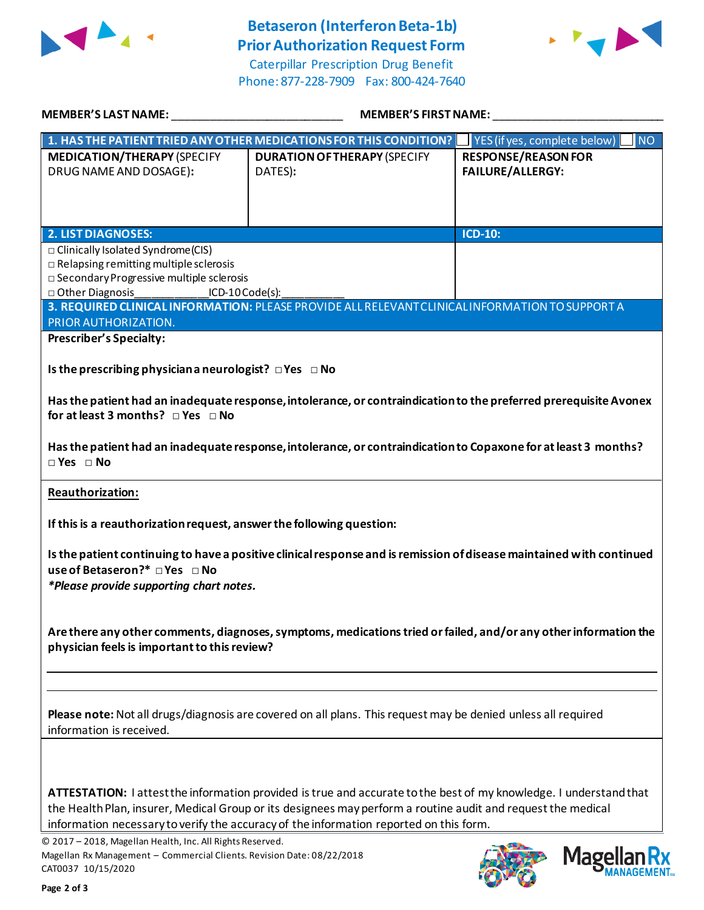# Betaseron (Interferon Beta-1b) Prior Authorization Request Form

Caterpillar Prescription Drug Benefit
Phone: 877-228-7909 Fax: 800-424-7640

**MEMBER'S LAST NAME:** ___________________________ **MEMBER'S FIRST NAME:** ___________________________

| **1. HAS THE PATIENT TRIED ANY OTHER MEDICATIONS FOR THIS CONDITION?** | ☐ YES (if yes, complete below) | ☐ NO |
|---|---|---|
| **MEDICATION/THERAPY** (SPECIFY DRUG NAME AND DOSAGE): | **DURATION OF THERAPY** (SPECIFY DATES): | **RESPONSE/REASON FOR FAILURE/ALLERGY:** |
| | | |

| **2. LIST DIAGNOSES:** | **ICD-10:** |
|---|---|
| □ Clinically Isolated Syndrome (CIS)<br>□ Relapsing remitting multiple sclerosis<br>□ Secondary Progressive multiple sclerosis<br>□ Other Diagnosis___________ICD-10 Code(s):__________ | |

**3. REQUIRED CLINICAL INFORMATION:** PLEASE PROVIDE ALL RELEVANT CLINICAL INFORMATION TO SUPPORT A PRIOR AUTHORIZATION.

**Prescriber's Specialty:**

**Is the prescribing physician a neurologist?** □ Yes □ No

**Has the patient had an inadequate response, intolerance, or contraindication to the preferred prerequisite Avonex for at least 3 months?** □ Yes □ No

**Has the patient had an inadequate response, intolerance, or contraindication to Copaxone for at least 3 months?** □ Yes □ No

**Reauthorization:**

**If this is a reauthorization request, answer the following question:**

**Is the patient continuing to have a positive clinical response and is remission of disease maintained with continued use of Betaseron?\*** □ Yes □ No

***Please provide supporting chart notes.***

**Are there any other comments, diagnoses, symptoms, medications tried or failed, and/or any other information the physician feels is important to this review?**

_______________________________________________________________

_______________________________________________________________

**Please note:** Not all drugs/diagnosis are covered on all plans. This request may be denied unless all required information is received.

**ATTESTATION:** I attest the information provided is true and accurate to the best of my knowledge. I understand that the Health Plan, insurer, Medical Group or its designees may perform a routine audit and request the medical information necessary to verify the accuracy of the information reported on this form.

© 2017 – 2018, Magellan Health, Inc. All Rights Reserved.
Magellan Rx Management – Commercial Clients. Revision Date: 08/22/2018
CAT0037 10/15/2020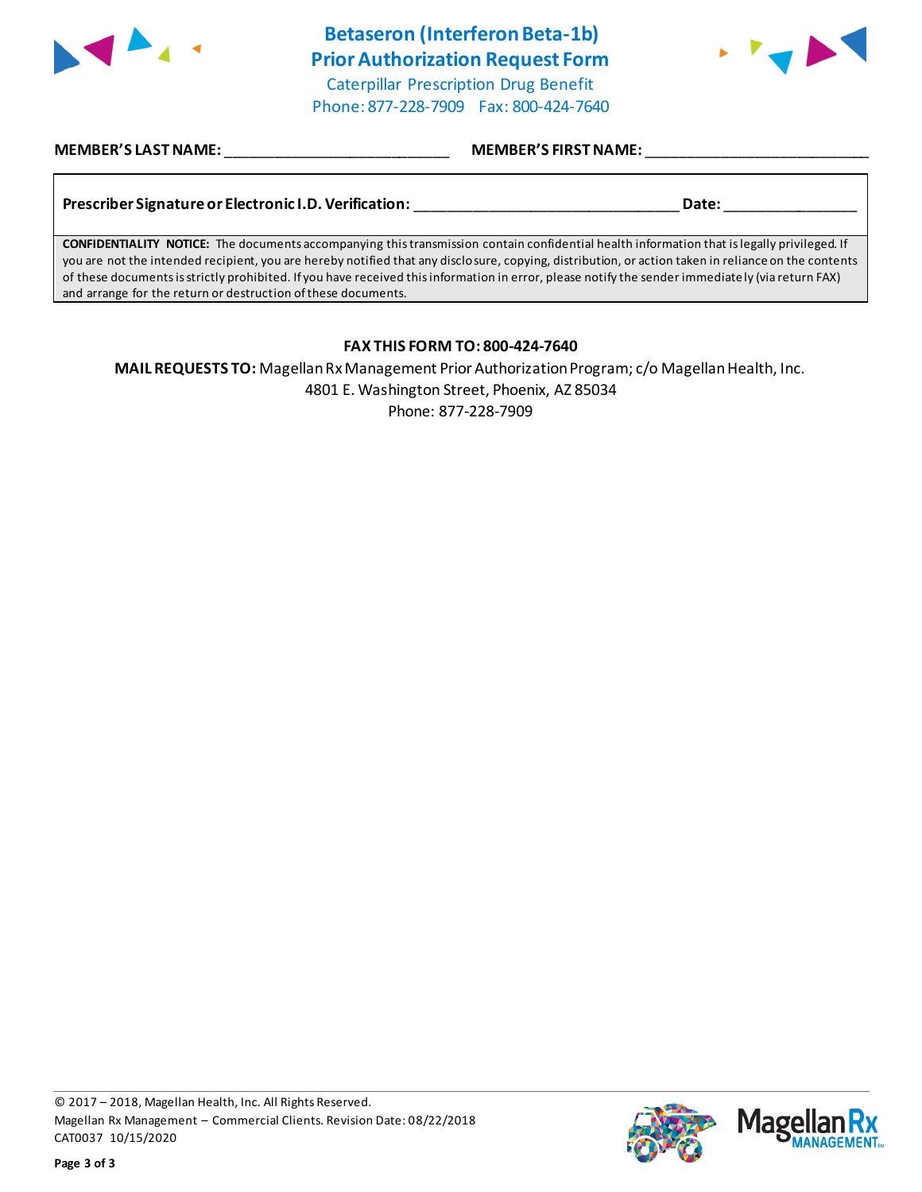# Betaseron (Interferon Beta-1b) Prior Authorization Request Form

Caterpillar Prescription Drug Benefit
Phone: 877-228-7909 Fax: 800-424-7640

**MEMBER'S LAST NAME:** ___________________________ **MEMBER'S FIRST NAME:** ___________________________

**Prescriber Signature or Electronic I.D. Verification:** _______________________________ **Date:** ________________

**CONFIDENTIALITY NOTICE:** The documents accompanying this transmission contain confidential health information that is legally privileged. If you are not the intended recipient, you are hereby notified that any disclosure, copying, distribution, or action taken in reliance on the contents of these documents is strictly prohibited. If you have received this information in error, please notify the sender immediately (via return FAX) and arrange for the return or destruction of these documents.

**FAX THIS FORM TO: 800-424-7640**

**MAIL REQUESTS TO:** Magellan Rx Management Prior Authorization Program; c/o Magellan Health, Inc.
4801 E. Washington Street, Phoenix, AZ 85034
Phone: 877-228-7909

© 2017 – 2018, Magellan Health, Inc. All Rights Reserved.
Magellan Rx Management – Commercial Clients. Revision Date: 08/22/2018
CAT0037 10/15/2020